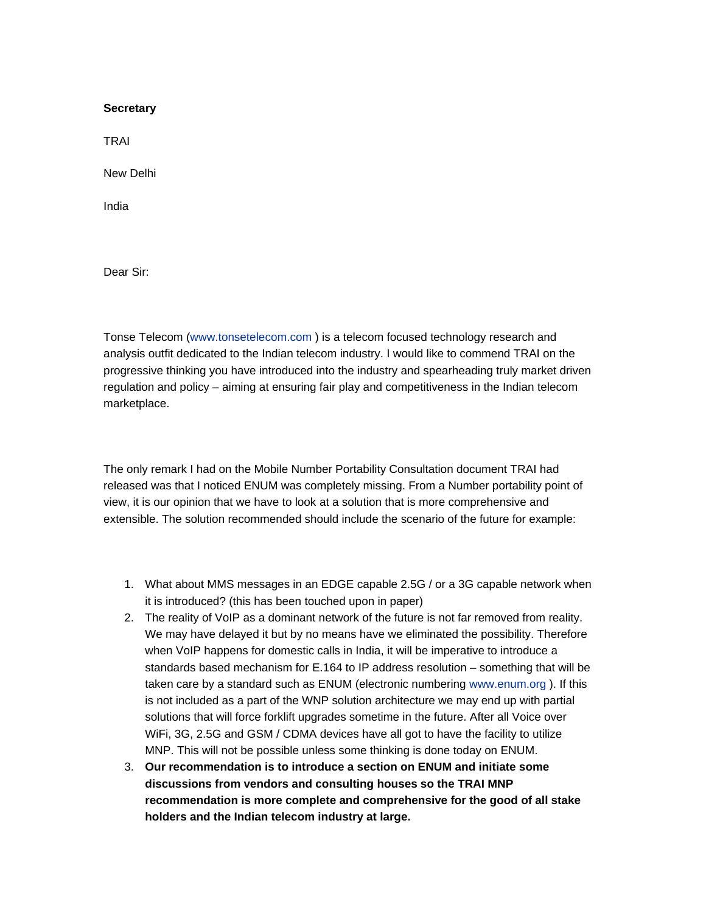**Secretary**

TRAI

New Delhi

India

Dear Sir:

Tonse Telecom (www.tonsetelecom.com ) is a telecom focused technology research and analysis outfit dedicated to the Indian telecom industry. I would like to commend TRAI on the progressive thinking you have introduced into the industry and spearheading truly market driven regulation and policy – aiming at ensuring fair play and competitiveness in the Indian telecom marketplace.

The only remark I had on the Mobile Number Portability Consultation document TRAI had released was that I noticed ENUM was completely missing. From a Number portability point of view, it is our opinion that we have to look at a solution that is more comprehensive and extensible. The solution recommended should include the scenario of the future for example:

1. What about MMS messages in an EDGE capable 2.5G / or a 3G capable network when it is introduced? (this has been touched upon in paper)
2. The reality of VoIP as a dominant network of the future is not far removed from reality. We may have delayed it but by no means have we eliminated the possibility. Therefore when VoIP happens for domestic calls in India, it will be imperative to introduce a standards based mechanism for E.164 to IP address resolution – something that will be taken care by a standard such as ENUM (electronic numbering www.enum.org ). If this is not included as a part of the WNP solution architecture we may end up with partial solutions that will force forklift upgrades sometime in the future. After all Voice over WiFi, 3G, 2.5G and GSM / CDMA devices have all got to have the facility to utilize MNP. This will not be possible unless some thinking is done today on ENUM.
3. **Our recommendation is to introduce a section on ENUM and initiate some discussions from vendors and consulting houses so the TRAI MNP recommendation is more complete and comprehensive for the good of all stake holders and the Indian telecom industry at large.**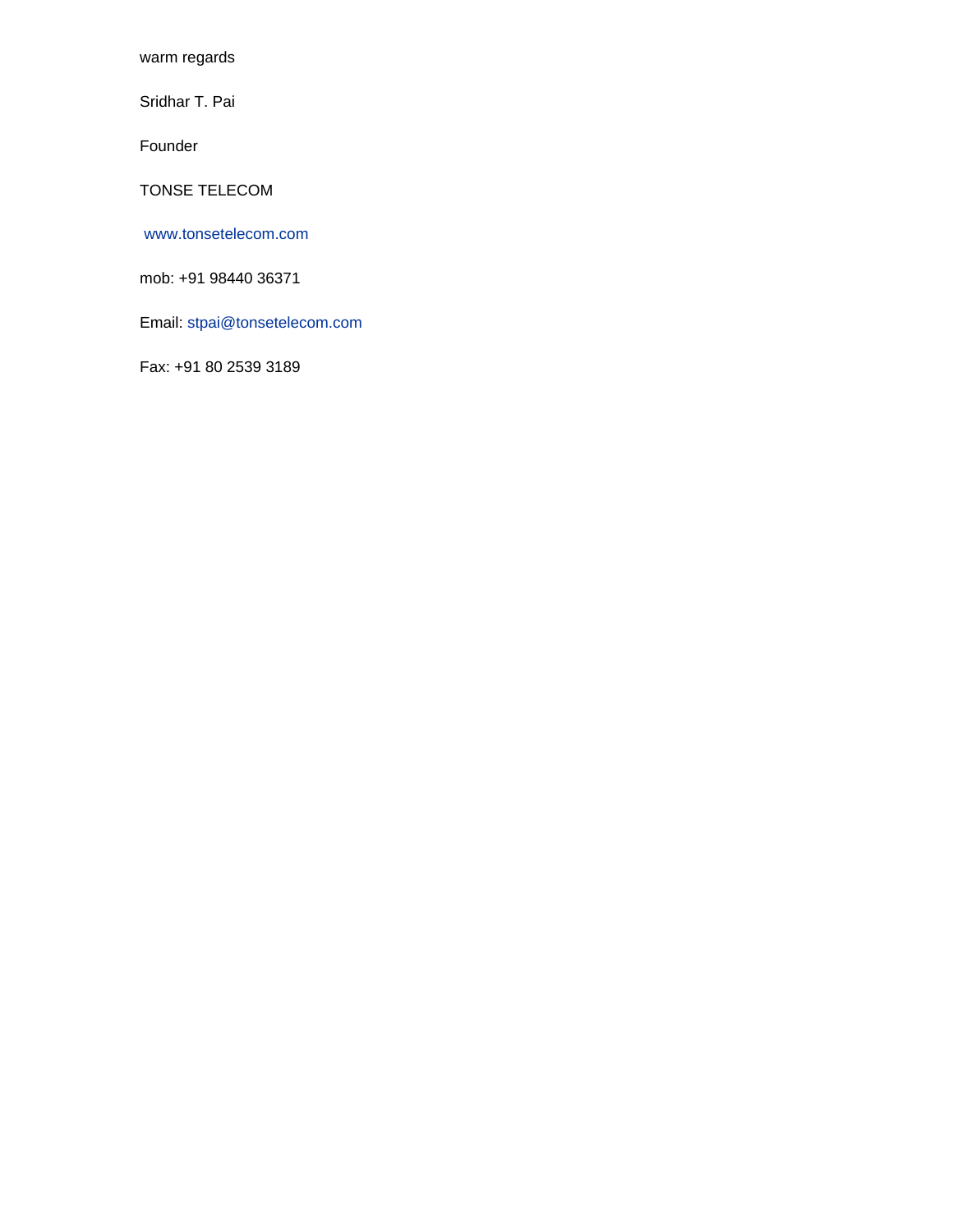warm regards

Sridhar T. Pai

Founder

TONSE TELECOM

www.tonsetelecom.com

mob: +91 98440 36371

Email: stpai@tonsetelecom.com

Fax: +91 80 2539 3189